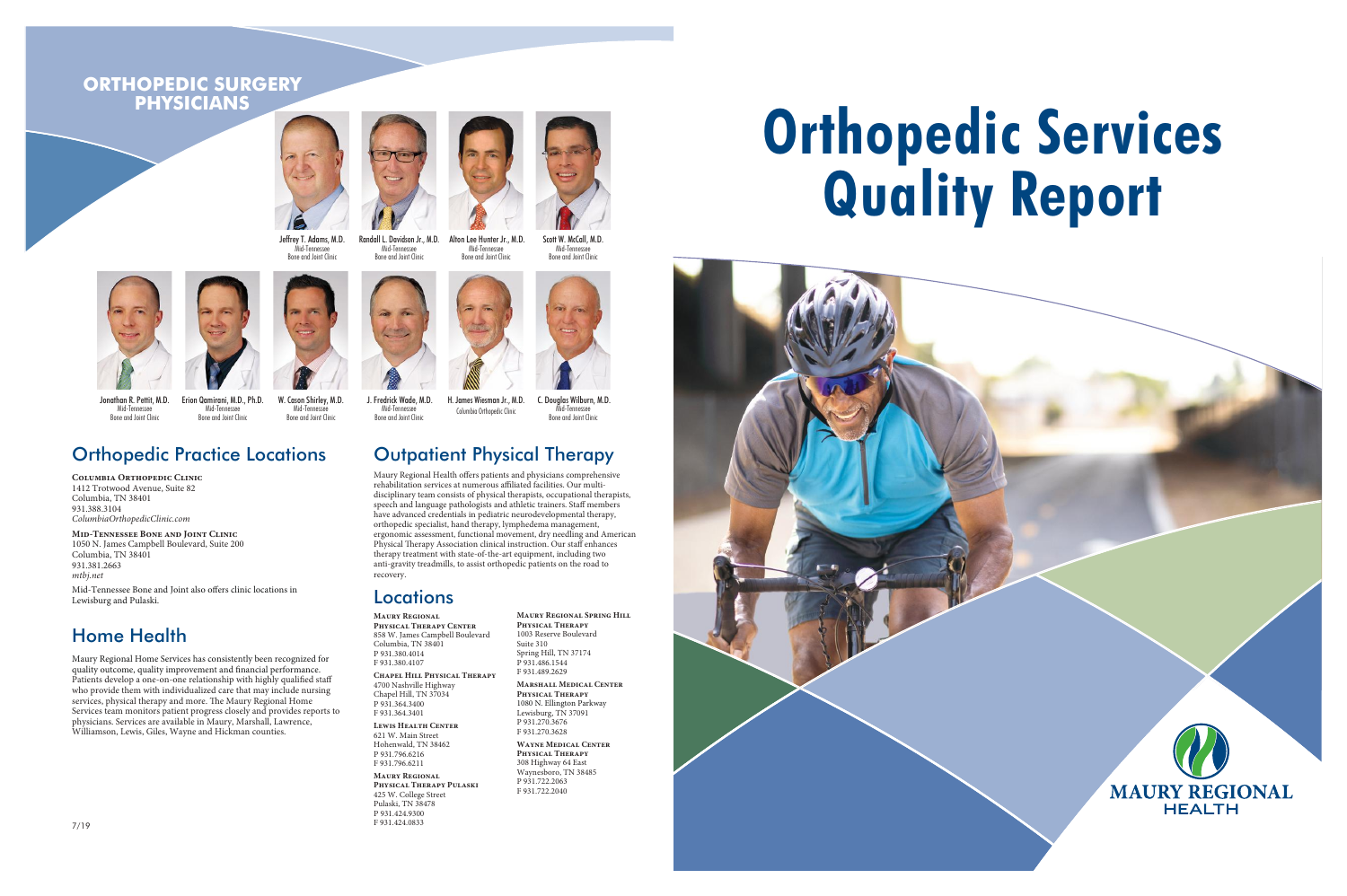# Orthopedic Services Quality Report

## ORTHOPEDIC SURGERY PHYSICIANS

Jeffrey T. Adams, M.D.
Mid-Tennessee Bone and Joint Clinic

Randall L. Davidson Jr., M.D.
Mid-Tennessee Bone and Joint Clinic

Alton Lee Hunter Jr., M.D.
Mid-Tennessee Bone and Joint Clinic

Scott W. McCall, M.D.
Mid-Tennessee Bone and Joint Clinic

Jonathan R. Pettit, M.D.
Mid-Tennessee Bone and Joint Clinic

Erion Qamirani, M.D., Ph.D.
Mid-Tennessee Bone and Joint Clinic

W. Cason Shirley, M.D.
Mid-Tennessee Bone and Joint Clinic

J. Fredrick Wade, M.D.
Mid-Tennessee Bone and Joint Clinic

H. James Wiesman Jr., M.D.
Columbia Orthopedic Clinic

C. Douglas Wilburn, M.D.
Mid-Tennessee Bone and Joint Clinic

## Orthopedic Practice Locations

**Columbia Orthopedic Clinic**
1412 Trotwood Avenue, Suite 82
Columbia, TN 38401
931.388.3104
*ColumbiaOrthopedicClinic.com*

**Mid-Tennessee Bone and Joint Clinic**
1050 N. James Campbell Boulevard, Suite 200
Columbia, TN 38401
931.381.2663
*mtbj.net*

Mid-Tennessee Bone and Joint also offers clinic locations in Lewisburg and Pulaski.

## Home Health

Maury Regional Home Services has consistently been recognized for quality outcome, quality improvement and financial performance. Patients develop a one-on-one relationship with highly qualified staff who provide them with individualized care that may include nursing services, physical therapy and more. The Maury Regional Home Services team monitors patient progress closely and provides reports to physicians. Services are available in Maury, Marshall, Lawrence, Williamson, Lewis, Giles, Wayne and Hickman counties.

## Outpatient Physical Therapy

Maury Regional Health offers patients and physicians comprehensive rehabilitation services at numerous affiliated facilities. Our multi-disciplinary team consists of physical therapists, occupational therapists, speech and language pathologists and athletic trainers. Staff members have advanced credentials in pediatric neurodevelopmental therapy, orthopedic specialist, hand therapy, lymphedema management, ergonomic assessment, functional movement, dry needling and American Physical Therapy Association clinical instruction. Our staff enhances therapy treatment with state-of-the-art equipment, including two anti-gravity treadmills, to assist orthopedic patients on the road to recovery.

## Locations

**Maury Regional Physical Therapy Center**
858 W. James Campbell Boulevard
Columbia, TN 38401
P 931.380.4014
F 931.380.4107

**Chapel Hill Physical Therapy**
4700 Nashville Highway
Chapel Hill, TN 37034
P 931.364.3400
F 931.364.3401

**Lewis Health Center**
621 W. Main Street
Hohenwald, TN 38462
P 931.796.6216
F 931.796.6211

**Maury Regional Physical Therapy Pulaski**
425 W. College Street
Pulaski, TN 38478
P 931.424.9300
F 931.424.0833

**Maury Regional Spring Hill Physical Therapy**
1003 Reserve Boulevard
Suite 310
Spring Hill, TN 37174
P 931.486.1544
F 931.489.2629

**Marshall Medical Center Physical Therapy**
1080 N. Ellington Parkway
Lewisburg, TN 37091
P 931.270.3676
F 931.270.3628

**Wayne Medical Center Physical Therapy**
308 Highway 64 East
Waynesboro, TN 38485
P 931.722.2063
F 931.722.2040

7/19

MAURY REGIONAL HEALTH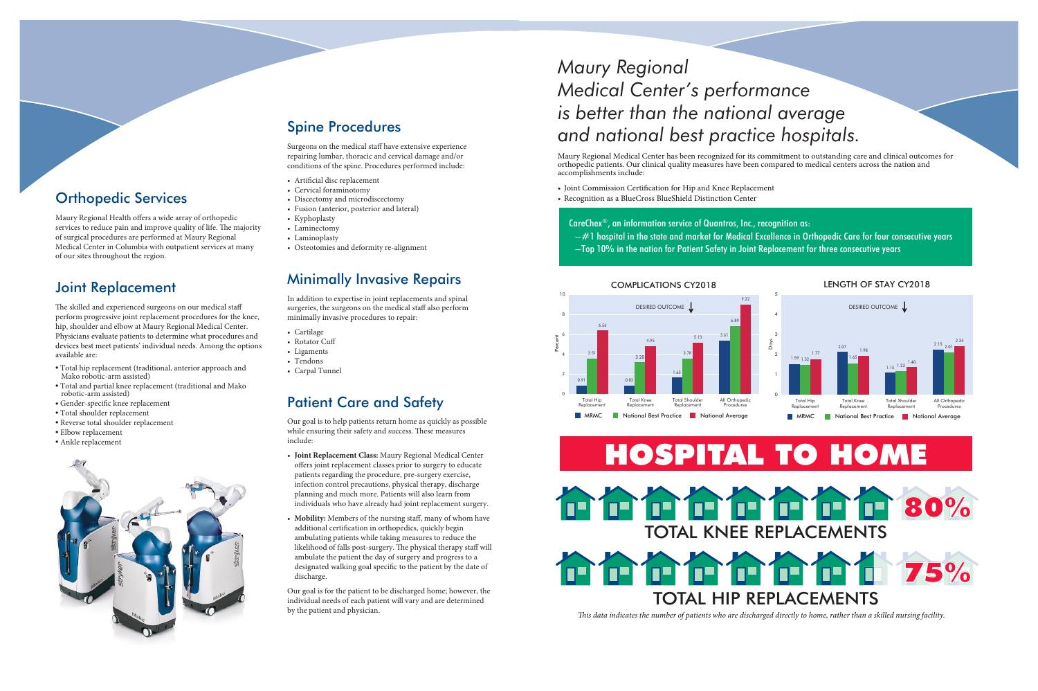## Orthopedic Services

Maury Regional Health offers a wide array of orthopedic services to reduce pain and improve quality of life. The majority of surgical procedures are performed at Maury Regional Medical Center in Columbia with outpatient services at many of our sites throughout the region.

## Joint Replacement

The skilled and experienced surgeons on our medical staff perform progressive joint replacement procedures for the knee, hip, shoulder and elbow at Maury Regional Medical Center. Physicians evaluate patients to determine what procedures and devices best meet patients' individual needs. Among the options available are:

- Total hip replacement (traditional, anterior approach and Mako robotic-arm assisted)
- Total and partial knee replacement (traditional and Mako robotic-arm assisted)
- Gender-specific knee replacement
- Total shoulder replacement
- Reverse total shoulder replacement
- Elbow replacement
- Ankle replacement

## Spine Procedures

Surgeons on the medical staff have extensive experience repairing lumbar, thoracic and cervical damage and/or conditions of the spine. Procedures performed include:

- Artificial disc replacement
- Cervical foraminotomy
- Discectomy and microdiscectomy
- Fusion (anterior, posterior and lateral)
- Kyphoplasty
- Laminectomy
- Laminoplasty
- Osteotomies and deformity re-alignment

## Minimally Invasive Repairs

In addition to expertise in joint replacements and spinal surgeries, the surgeons on the medical staff also perform minimally invasive procedures to repair:

- Cartilage
- Rotator Cuff
- Ligaments
- Tendons
- Carpal Tunnel

## Patient Care and Safety

Our goal is to help patients return home as quickly as possible while ensuring their safety and success. These measures include:

- **Joint Replacement Class:** Maury Regional Medical Center offers joint replacement classes prior to surgery to educate patients regarding the procedure, pre-surgery exercise, infection control precautions, physical therapy, discharge planning and much more. Patients will also learn from individuals who have already had joint replacement surgery.
- **Mobility:** Members of the nursing staff, many of whom have additional certification in orthopedics, quickly begin ambulating patients while taking measures to reduce the likelihood of falls post-surgery. The physical therapy staff will ambulate the patient the day of surgery and progress to a designated walking goal specific to the patient by the date of discharge.

Our goal is for the patient to be discharged home; however, the individual needs of each patient will vary and are determined by the patient and physician.

# *Maury Regional Medical Center's performance is better than the national average and national best practice hospitals.*

Maury Regional Medical Center has been recognized for its commitment to outstanding care and clinical outcomes for orthopedic patients. Our clinical quality measures have been compared to medical centers across the nation and accomplishments include:

- Joint Commission Certification for Hip and Knee Replacement
- Recognition as a BlueCross BlueShield Distinction Center

CareChex®, an information service of Quantros, Inc., recognition as:
—#1 hospital in the state and market for Medical Excellence in Orthopedic Care for four consecutive years
—Top 10% in the nation for Patient Safety in Joint Replacement for three consecutive years

COMPLICATIONS CY2018

DESIRED OUTCOME ↓

Percent

0 2 4 6 8 10

Total Hip Replacement: 0.91, 3.51, 6.56
Total Knee Replacement: 0.82, 3.20, 4.95
Total Shoulder Replacement: 1.65, 3.78, 5.13
All Orthopedic Procedures: 5.61, 6.89, 9.22

MRMC | National Best Practice | National Average

LENGTH OF STAY CY2018

DESIRED OUTCOME ↓

Days

0 1 2 3 4 5

Total Hip Replacement: 1.59, 1.52, 1.77
Total Knee Replacement: 2.07, 1.65, 1.98
Total Shoulder Replacement: 1.15, 1.23, 1.40
All Orthopedic Procedures: 2.15, 2.03, 2.34

MRMC | National Best Practice | National Average

# HOSPITAL TO HOME

80%

TOTAL KNEE REPLACEMENTS

75%

TOTAL HIP REPLACEMENTS

*This data indicates the number of patients who are discharged directly to home, rather than a skilled nursing facility.*